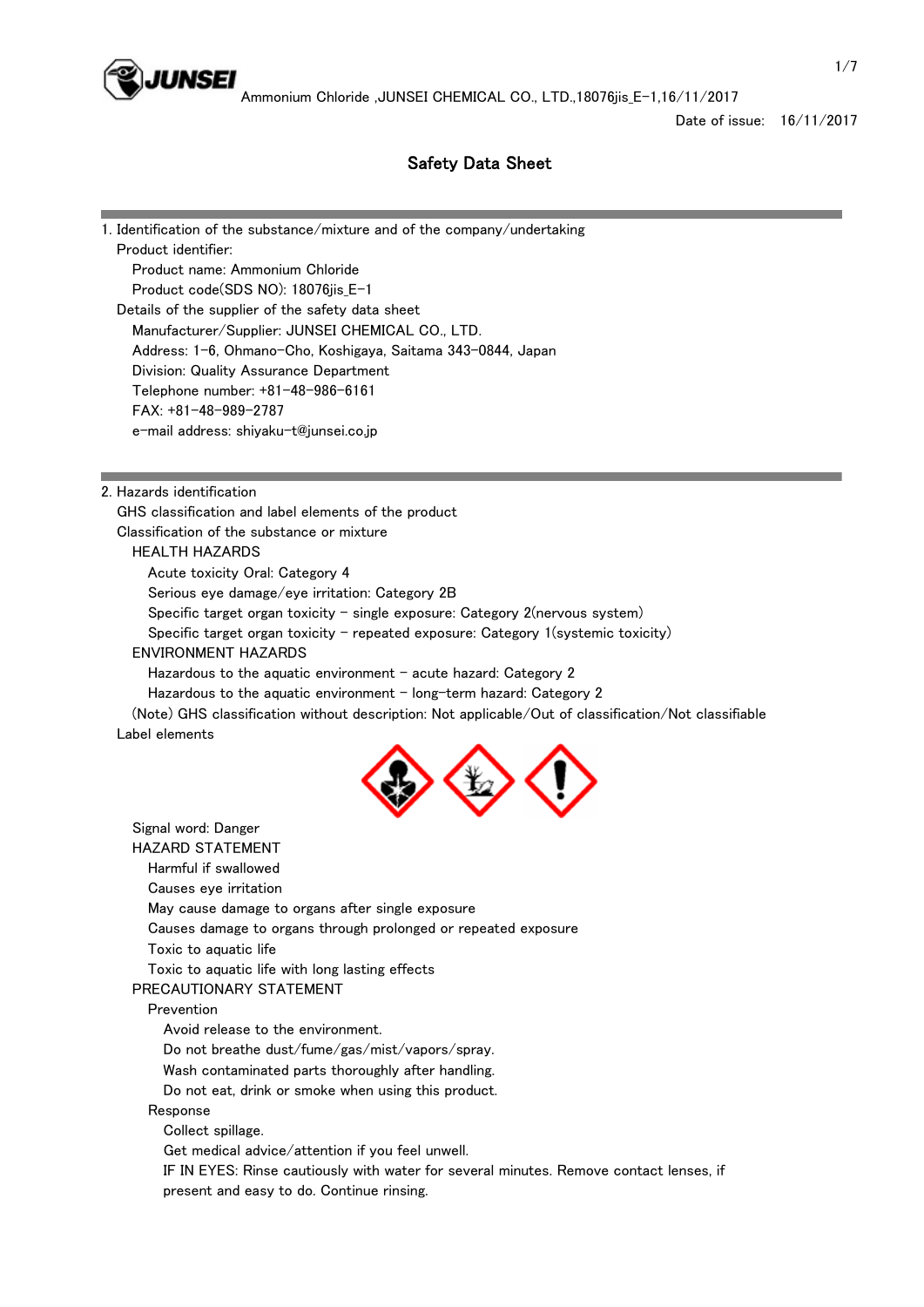# Safety Data Sheet

## 1. Identification of the substance/mixture and of the company/undertaking

Product identifier:

- Product name: Ammonium Chloride
- Product code(SDS NO): 18076jis_E-1

Details of the supplier of the safety data sheet

- Manufacturer/Supplier: JUNSEI CHEMICAL CO., LTD.
- Address: 1-6, Ohmano-Cho, Koshigaya, Saitama 343-0844, Japan
- Division: Quality Assurance Department
- Telephone number: +81-48-986-6161
- FAX: +81-48-989-2787
- e-mail address: shiyaku-t@junsei.co.jp

## 2. Hazards identification

GHS classification and label elements of the product

Classification of the substance or mixture

HEALTH HAZARDS

- Acute toxicity Oral: Category 4
- Serious eye damage/eye irritation: Category 2B
- Specific target organ toxicity - single exposure: Category 2(nervous system)
- Specific target organ toxicity - repeated exposure: Category 1(systemic toxicity)

ENVIRONMENT HAZARDS

- Hazardous to the aquatic environment - acute hazard: Category 2
- Hazardous to the aquatic environment - long-term hazard: Category 2

(Note) GHS classification without description: Not applicable/Out of classification/Not classifiable

Label elements

Signal word: Danger

HAZARD STATEMENT

- Harmful if swallowed
- Causes eye irritation
- May cause damage to organs after single exposure
- Causes damage to organs through prolonged or repeated exposure
- Toxic to aquatic life
- Toxic to aquatic life with long lasting effects

PRECAUTIONARY STATEMENT

Prevention

- Avoid release to the environment.
- Do not breathe dust/fume/gas/mist/vapors/spray.
- Wash contaminated parts thoroughly after handling.
- Do not eat, drink or smoke when using this product.

Response

- Collect spillage.
- Get medical advice/attention if you feel unwell.
- IF IN EYES: Rinse cautiously with water for several minutes. Remove contact lenses, if present and easy to do. Continue rinsing.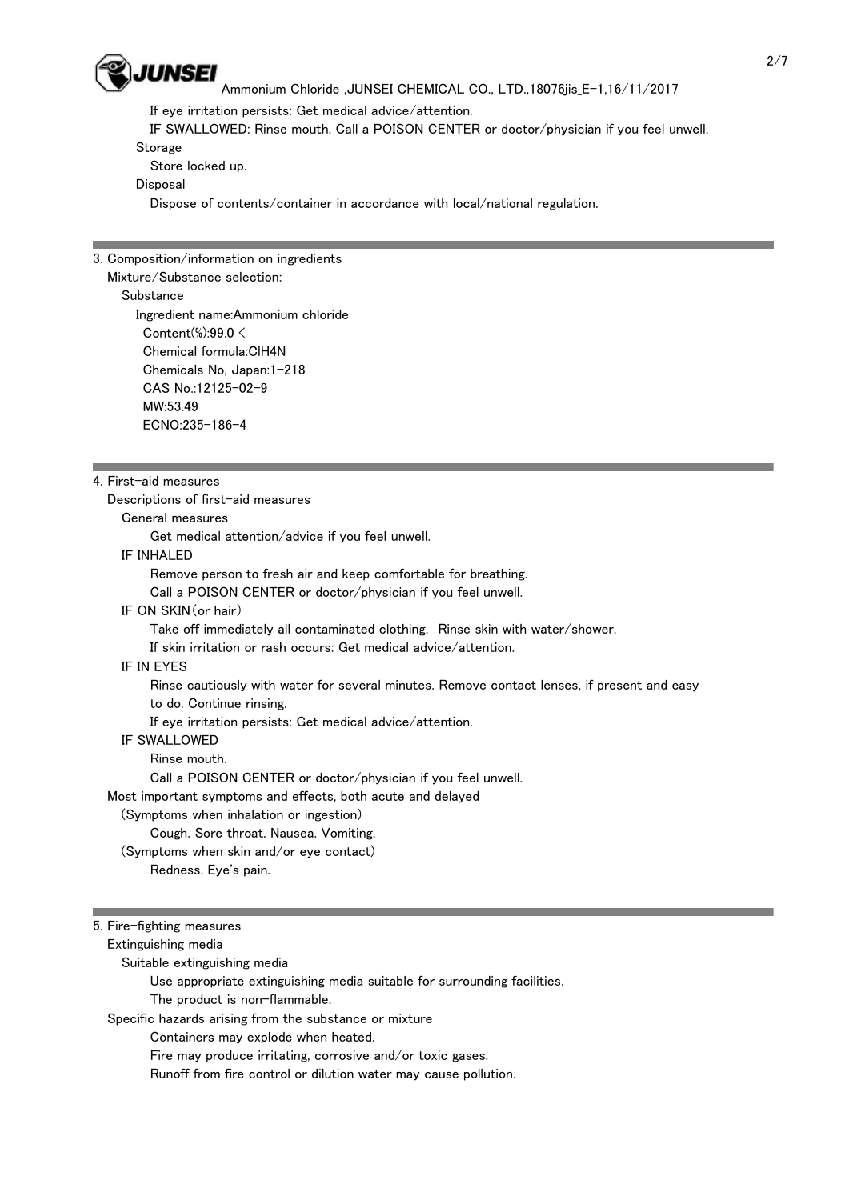If eye irritation persists: Get medical advice/attention.

IF SWALLOWED: Rinse mouth. Call a POISON CENTER or doctor/physician if you feel unwell.

Storage

Store locked up.

Disposal

Dispose of contents/container in accordance with local/national regulation.

## 3. Composition/information on ingredients

Mixture/Substance selection:

Substance

Ingredient name:Ammonium chloride

Content(%):99.0 <

Chemical formula:ClH4N

Chemicals No, Japan:1-218

CAS No.:12125-02-9

MW:53.49

ECNO:235-186-4

## 4. First-aid measures

Descriptions of first-aid measures

General measures

Get medical attention/advice if you feel unwell.

IF INHALED

Remove person to fresh air and keep comfortable for breathing.

Call a POISON CENTER or doctor/physician if you feel unwell.

IF ON SKIN(or hair)

Take off immediately all contaminated clothing. Rinse skin with water/shower.

If skin irritation or rash occurs: Get medical advice/attention.

IF IN EYES

Rinse cautiously with water for several minutes. Remove contact lenses, if present and easy to do. Continue rinsing.

If eye irritation persists: Get medical advice/attention.

IF SWALLOWED

Rinse mouth.

Call a POISON CENTER or doctor/physician if you feel unwell.

Most important symptoms and effects, both acute and delayed

(Symptoms when inhalation or ingestion)

Cough. Sore throat. Nausea. Vomiting.

(Symptoms when skin and/or eye contact)

Redness. Eye's pain.

## 5. Fire-fighting measures

Extinguishing media

Suitable extinguishing media

Use appropriate extinguishing media suitable for surrounding facilities.

The product is non-flammable.

Specific hazards arising from the substance or mixture

Containers may explode when heated.

Fire may produce irritating, corrosive and/or toxic gases.

Runoff from fire control or dilution water may cause pollution.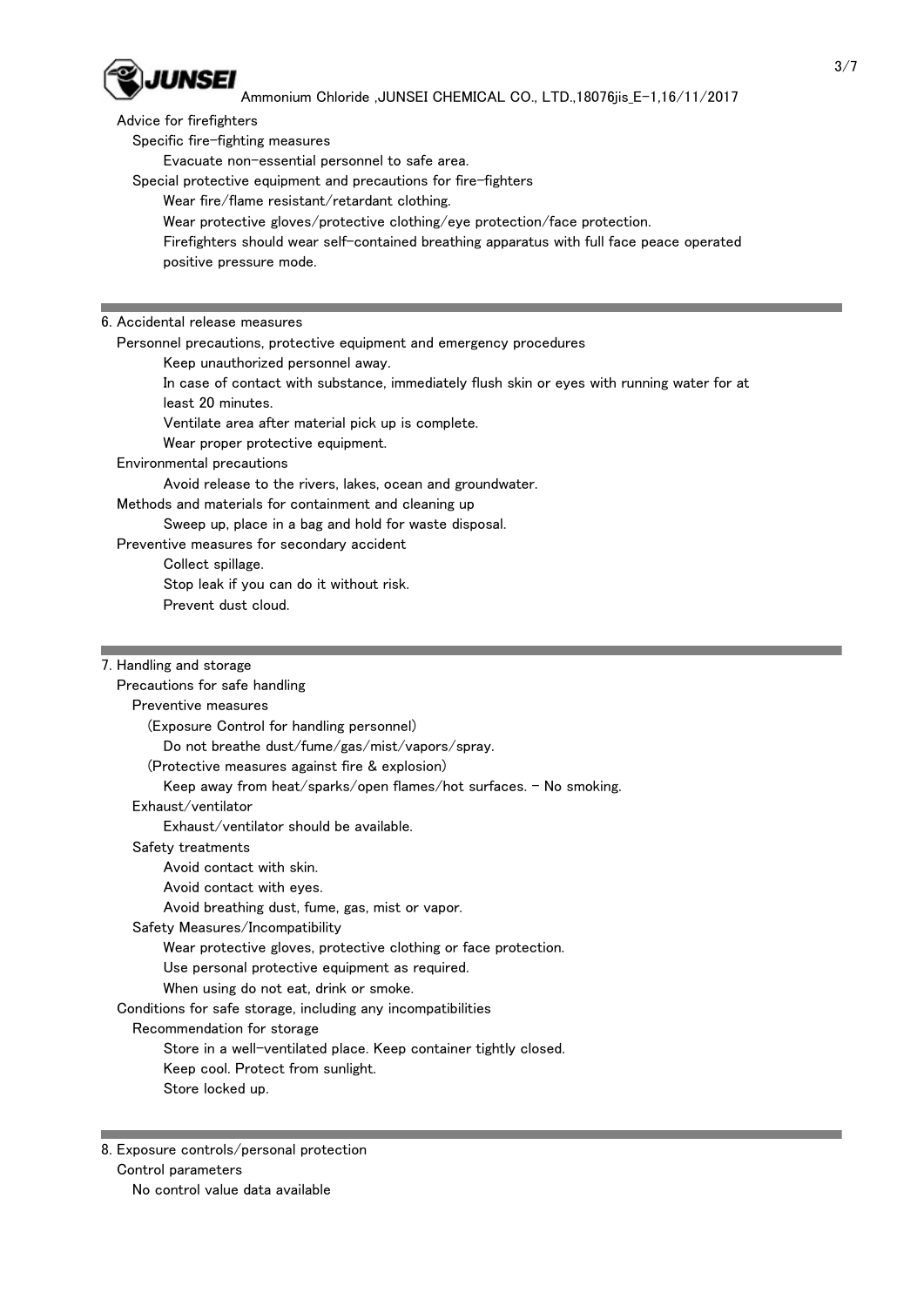Advice for firefighters

Specific fire-fighting measures

Evacuate non-essential personnel to safe area.

Special protective equipment and precautions for fire-fighters

Wear fire/flame resistant/retardant clothing.

Wear protective gloves/protective clothing/eye protection/face protection.

Firefighters should wear self-contained breathing apparatus with full face peace operated positive pressure mode.

## 6. Accidental release measures

Personnel precautions, protective equipment and emergency procedures

Keep unauthorized personnel away.

In case of contact with substance, immediately flush skin or eyes with running water for at least 20 minutes.

Ventilate area after material pick up is complete.

Wear proper protective equipment.

Environmental precautions

Avoid release to the rivers, lakes, ocean and groundwater.

Methods and materials for containment and cleaning up

Sweep up, place in a bag and hold for waste disposal.

Preventive measures for secondary accident

Collect spillage.

Stop leak if you can do it without risk.

Prevent dust cloud.

## 7. Handling and storage

Precautions for safe handling

Preventive measures

(Exposure Control for handling personnel)

Do not breathe dust/fume/gas/mist/vapors/spray.

(Protective measures against fire & explosion)

Keep away from heat/sparks/open flames/hot surfaces. - No smoking.

Exhaust/ventilator

Exhaust/ventilator should be available.

Safety treatments

Avoid contact with skin.

Avoid contact with eyes.

Avoid breathing dust, fume, gas, mist or vapor.

Safety Measures/Incompatibility

Wear protective gloves, protective clothing or face protection.

Use personal protective equipment as required.

When using do not eat, drink or smoke.

Conditions for safe storage, including any incompatibilities

Recommendation for storage

Store in a well-ventilated place. Keep container tightly closed.

Keep cool. Protect from sunlight.

Store locked up.

## 8. Exposure controls/personal protection

Control parameters

No control value data available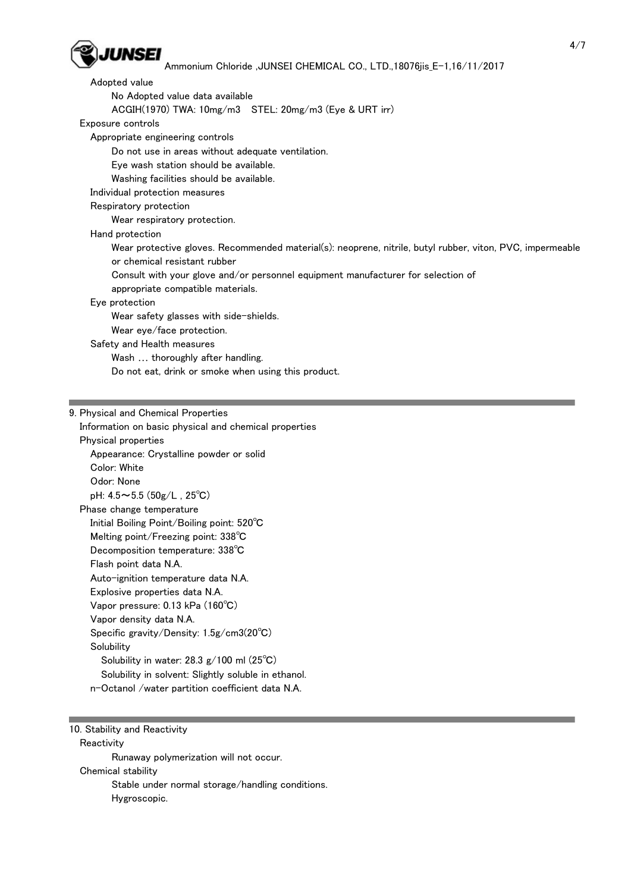Adopted value

No Adopted value data available

ACGIH(1970) TWA: 10mg/m3　STEL: 20mg/m3 (Eye & URT irr)

Exposure controls

Appropriate engineering controls

Do not use in areas without adequate ventilation.

Eye wash station should be available.

Washing facilities should be available.

Individual protection measures

Respiratory protection

Wear respiratory protection.

Hand protection

Wear protective gloves. Recommended material(s): neoprene, nitrile, butyl rubber, viton, PVC, impermeable or chemical resistant rubber

Consult with your glove and/or personnel equipment manufacturer for selection of appropriate compatible materials.

Eye protection

Wear safety glasses with side-shields.

Wear eye/face protection.

Safety and Health measures

Wash … thoroughly after handling.

Do not eat, drink or smoke when using this product.

## 9. Physical and Chemical Properties

Information on basic physical and chemical properties

Physical properties

Appearance: Crystalline powder or solid

Color: White

Odor: None

pH: 4.5～5.5 (50g/L , 25℃)

Phase change temperature

Initial Boiling Point/Boiling point: 520℃

Melting point/Freezing point: 338℃

Decomposition temperature: 338℃

Flash point data N.A.

Auto-ignition temperature data N.A.

Explosive properties data N.A.

Vapor pressure: 0.13 kPa (160℃)

Vapor density data N.A.

Specific gravity/Density: 1.5g/cm3(20℃)

Solubility

Solubility in water: 28.3 g/100 ml (25℃)

Solubility in solvent: Slightly soluble in ethanol.

n-Octanol /water partition coefficient data N.A.

## 10. Stability and Reactivity

Reactivity

Runaway polymerization will not occur.

Chemical stability

Stable under normal storage/handling conditions.

Hygroscopic.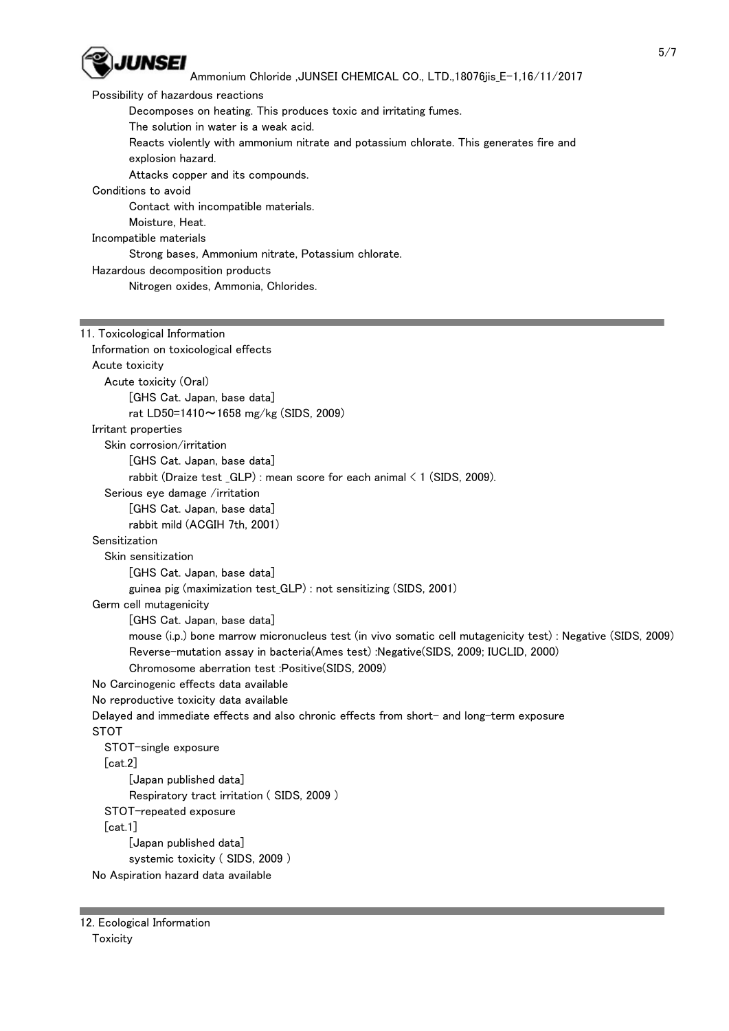Possibility of hazardous reactions

Decomposes on heating. This produces toxic and irritating fumes.
The solution in water is a weak acid.
Reacts violently with ammonium nitrate and potassium chlorate. This generates fire and explosion hazard.
Attacks copper and its compounds.

Conditions to avoid

Contact with incompatible materials.
Moisture, Heat.

Incompatible materials

Strong bases, Ammonium nitrate, Potassium chlorate.

Hazardous decomposition products

Nitrogen oxides, Ammonia, Chlorides.

## 11. Toxicological Information

Information on toxicological effects

Acute toxicity

Acute toxicity (Oral)

[GHS Cat. Japan, base data]
rat LD50=1410～1658 mg/kg (SIDS, 2009)

Irritant properties

Skin corrosion/irritation

[GHS Cat. Japan, base data]
rabbit (Draize test _GLP) : mean score for each animal < 1 (SIDS, 2009).

Serious eye damage /irritation

[GHS Cat. Japan, base data]
rabbit mild (ACGIH 7th, 2001)

Sensitization

Skin sensitization

[GHS Cat. Japan, base data]
guinea pig (maximization test_GLP) : not sensitizing (SIDS, 2001)

Germ cell mutagenicity

[GHS Cat. Japan, base data]
mouse (i.p.) bone marrow micronucleus test (in vivo somatic cell mutagenicity test) : Negative (SIDS, 2009)
Reverse-mutation assay in bacteria(Ames test) :Negative(SIDS, 2009; IUCLID, 2000)
Chromosome aberration test :Positive(SIDS, 2009)

No Carcinogenic effects data available

No reproductive toxicity data available

Delayed and immediate effects and also chronic effects from short- and long-term exposure

STOT

STOT-single exposure

[cat.2]

[Japan published data]
Respiratory tract irritation ( SIDS, 2009 )

STOT-repeated exposure

[cat.1]

[Japan published data]
systemic toxicity ( SIDS, 2009 )

No Aspiration hazard data available

## 12. Ecological Information

Toxicity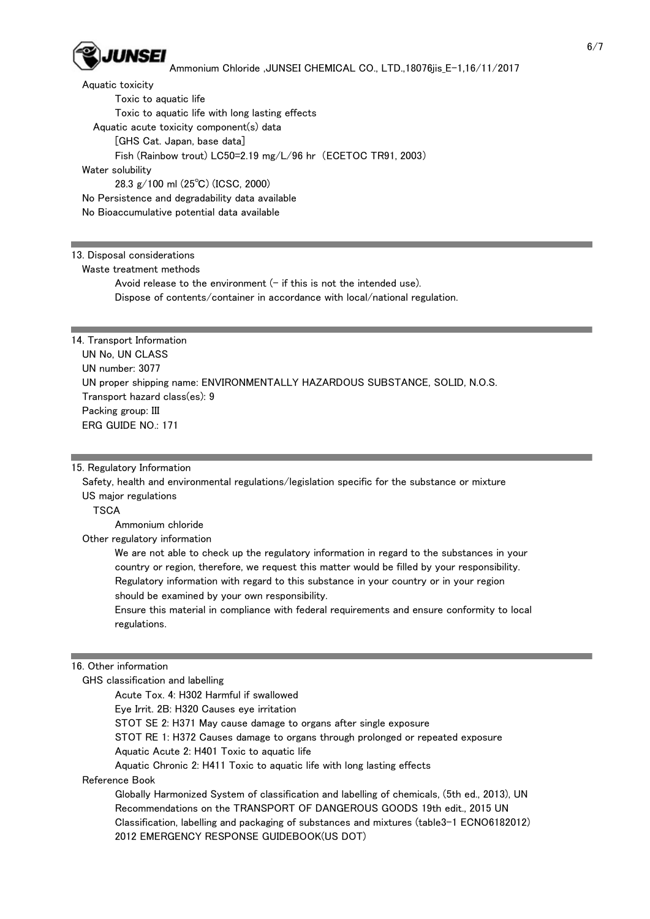Aquatic toxicity

Toxic to aquatic life

Toxic to aquatic life with long lasting effects

Aquatic acute toxicity component(s) data

[GHS Cat. Japan, base data]

Fish (Rainbow trout) LC50=2.19 mg/L/96 hr (ECETOC TR91, 2003)

Water solubility

28.3 g/100 ml (25℃) (ICSC, 2000)

No Persistence and degradability data available

No Bioaccumulative potential data available

## 13. Disposal considerations

Waste treatment methods

Avoid release to the environment (- if this is not the intended use).

Dispose of contents/container in accordance with local/national regulation.

## 14. Transport Information

UN No, UN CLASS

UN number: 3077

UN proper shipping name: ENVIRONMENTALLY HAZARDOUS SUBSTANCE, SOLID, N.O.S.

Transport hazard class(es): 9

Packing group: III

ERG GUIDE NO.: 171

## 15. Regulatory Information

Safety, health and environmental regulations/legislation specific for the substance or mixture

US major regulations

TSCA

Ammonium chloride

Other regulatory information

We are not able to check up the regulatory information in regard to the substances in your country or region, therefore, we request this matter would be filled by your responsibility. Regulatory information with regard to this substance in your country or in your region should be examined by your own responsibility.

Ensure this material in compliance with federal requirements and ensure conformity to local regulations.

## 16. Other information

GHS classification and labelling

Acute Tox. 4: H302 Harmful if swallowed

Eye Irrit. 2B: H320 Causes eye irritation

STOT SE 2: H371 May cause damage to organs after single exposure

STOT RE 1: H372 Causes damage to organs through prolonged or repeated exposure

Aquatic Acute 2: H401 Toxic to aquatic life

Aquatic Chronic 2: H411 Toxic to aquatic life with long lasting effects

Reference Book

Globally Harmonized System of classification and labelling of chemicals, (5th ed., 2013), UN Recommendations on the TRANSPORT OF DANGEROUS GOODS 19th edit., 2015 UN Classification, labelling and packaging of substances and mixtures (table3-1 ECNO6182012) 2012 EMERGENCY RESPONSE GUIDEBOOK(US DOT)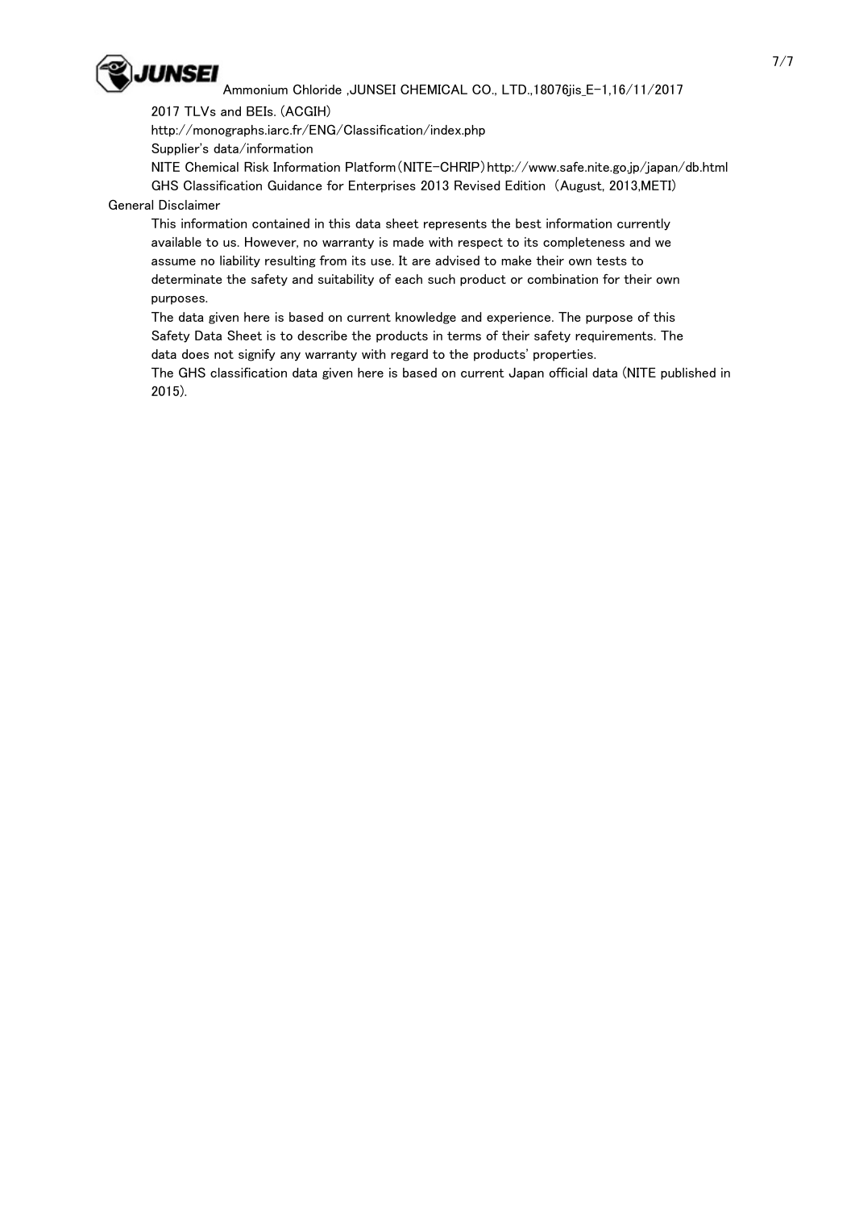2017 TLVs and BEIs. (ACGIH)

http://monographs.iarc.fr/ENG/Classification/index.php

Supplier's data/information

NITE Chemical Risk Information Platform(NITE-CHRIP) http://www.safe.nite.go.jp/japan/db.html

GHS Classification Guidance for Enterprises 2013 Revised Edition （August, 2013,METI)

General Disclaimer

This information contained in this data sheet represents the best information currently available to us. However, no warranty is made with respect to its completeness and we assume no liability resulting from its use. It are advised to make their own tests to determinate the safety and suitability of each such product or combination for their own purposes.

The data given here is based on current knowledge and experience. The purpose of this Safety Data Sheet is to describe the products in terms of their safety requirements. The data does not signify any warranty with regard to the products' properties.

The GHS classification data given here is based on current Japan official data (NITE published in 2015).